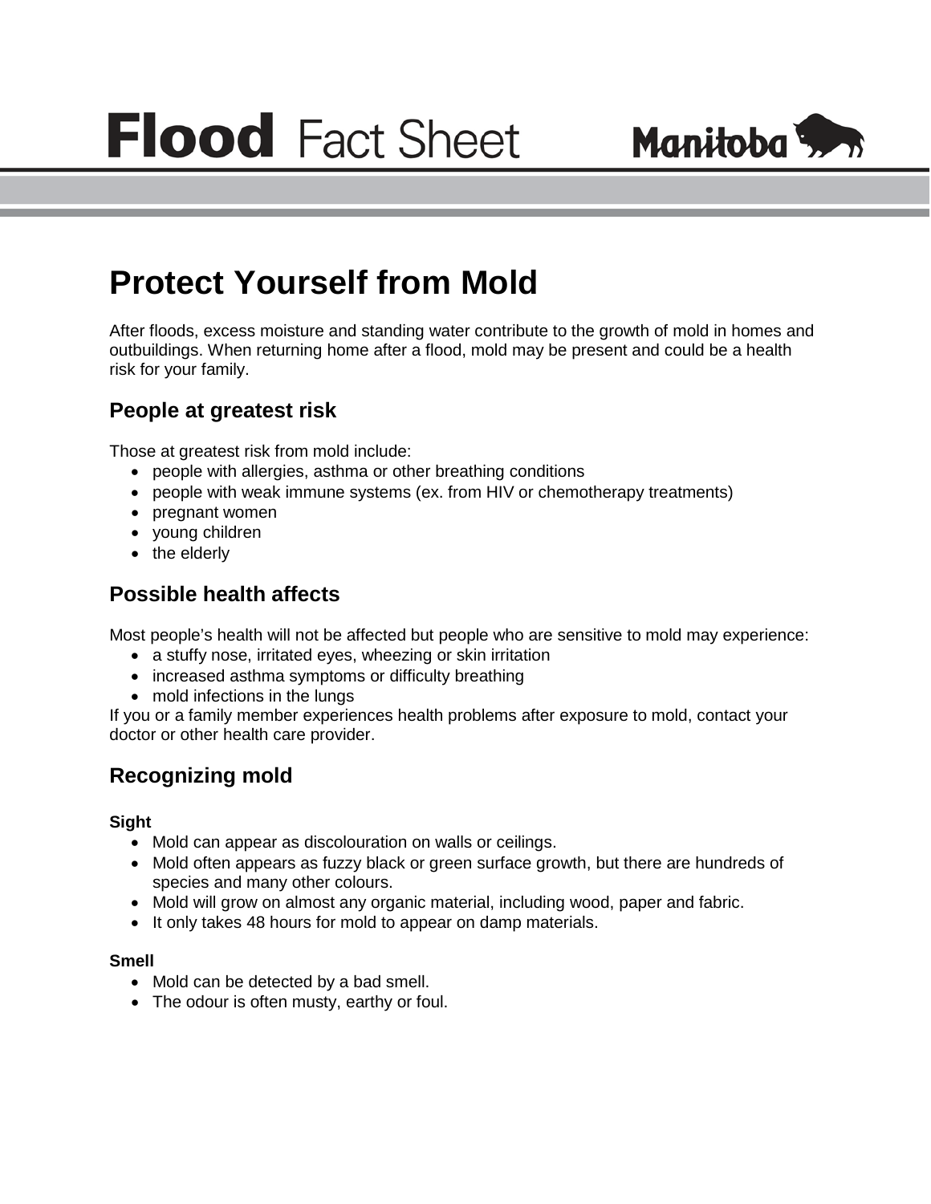# Flood Fact Sheet

Manitoba

## Protect Yourself from Mold

After floods, excess moisture and standing water contribute to the growth of mold in homes and outbuildings. When returning home after a flood, mold may be present and could be a health risk for your family.

### People at greatest risk

Those at greatest risk from mold include:

- people with allergies, asthma or other breathing conditions
- people with weak immune systems (ex. from HIV or chemotherapy treatments)
- pregnant women
- young children
- the elderly

### Possible health affects

Most people's health will not be affected but people who are sensitive to mold may experience:

- a stuffy nose, irritated eyes, wheezing or skin irritation
- increased asthma symptoms or difficulty breathing
- mold infections in the lungs

If you or a family member experiences health problems after exposure to mold, contact your doctor or other health care provider.

### Recognizing mold

**Sight**

- Mold can appear as discolouration on walls or ceilings.
- Mold often appears as fuzzy black or green surface growth, but there are hundreds of species and many other colours.
- Mold will grow on almost any organic material, including wood, paper and fabric.
- It only takes 48 hours for mold to appear on damp materials.

**Smell**

- Mold can be detected by a bad smell.
- The odour is often musty, earthy or foul.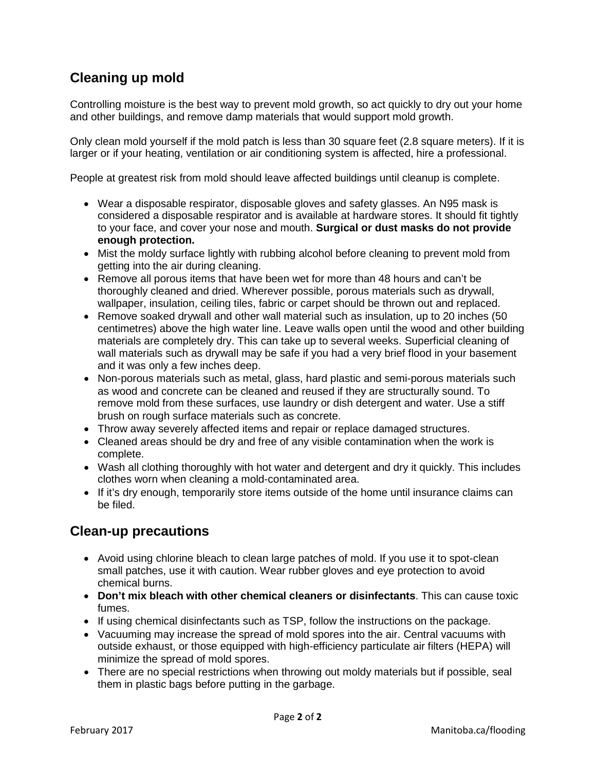## Cleaning up mold

Controlling moisture is the best way to prevent mold growth, so act quickly to dry out your home and other buildings, and remove damp materials that would support mold growth.

Only clean mold yourself if the mold patch is less than 30 square feet (2.8 square meters). If it is larger or if your heating, ventilation or air conditioning system is affected, hire a professional.

People at greatest risk from mold should leave affected buildings until cleanup is complete.

- Wear a disposable respirator, disposable gloves and safety glasses. An N95 mask is considered a disposable respirator and is available at hardware stores. It should fit tightly to your face, and cover your nose and mouth. **Surgical or dust masks do not provide enough protection.**
- Mist the moldy surface lightly with rubbing alcohol before cleaning to prevent mold from getting into the air during cleaning.
- Remove all porous items that have been wet for more than 48 hours and can't be thoroughly cleaned and dried. Wherever possible, porous materials such as drywall, wallpaper, insulation, ceiling tiles, fabric or carpet should be thrown out and replaced.
- Remove soaked drywall and other wall material such as insulation, up to 20 inches (50 centimetres) above the high water line. Leave walls open until the wood and other building materials are completely dry. This can take up to several weeks. Superficial cleaning of wall materials such as drywall may be safe if you had a very brief flood in your basement and it was only a few inches deep.
- Non-porous materials such as metal, glass, hard plastic and semi-porous materials such as wood and concrete can be cleaned and reused if they are structurally sound. To remove mold from these surfaces, use laundry or dish detergent and water. Use a stiff brush on rough surface materials such as concrete.
- Throw away severely affected items and repair or replace damaged structures.
- Cleaned areas should be dry and free of any visible contamination when the work is complete.
- Wash all clothing thoroughly with hot water and detergent and dry it quickly. This includes clothes worn when cleaning a mold-contaminated area.
- If it's dry enough, temporarily store items outside of the home until insurance claims can be filed.

## Clean-up precautions

- Avoid using chlorine bleach to clean large patches of mold. If you use it to spot-clean small patches, use it with caution. Wear rubber gloves and eye protection to avoid chemical burns.
- **Don't mix bleach with other chemical cleaners or disinfectants**. This can cause toxic fumes.
- If using chemical disinfectants such as TSP, follow the instructions on the package.
- Vacuuming may increase the spread of mold spores into the air. Central vacuums with outside exhaust, or those equipped with high-efficiency particulate air filters (HEPA) will minimize the spread of mold spores.
- There are no special restrictions when throwing out moldy materials but if possible, seal them in plastic bags before putting in the garbage.